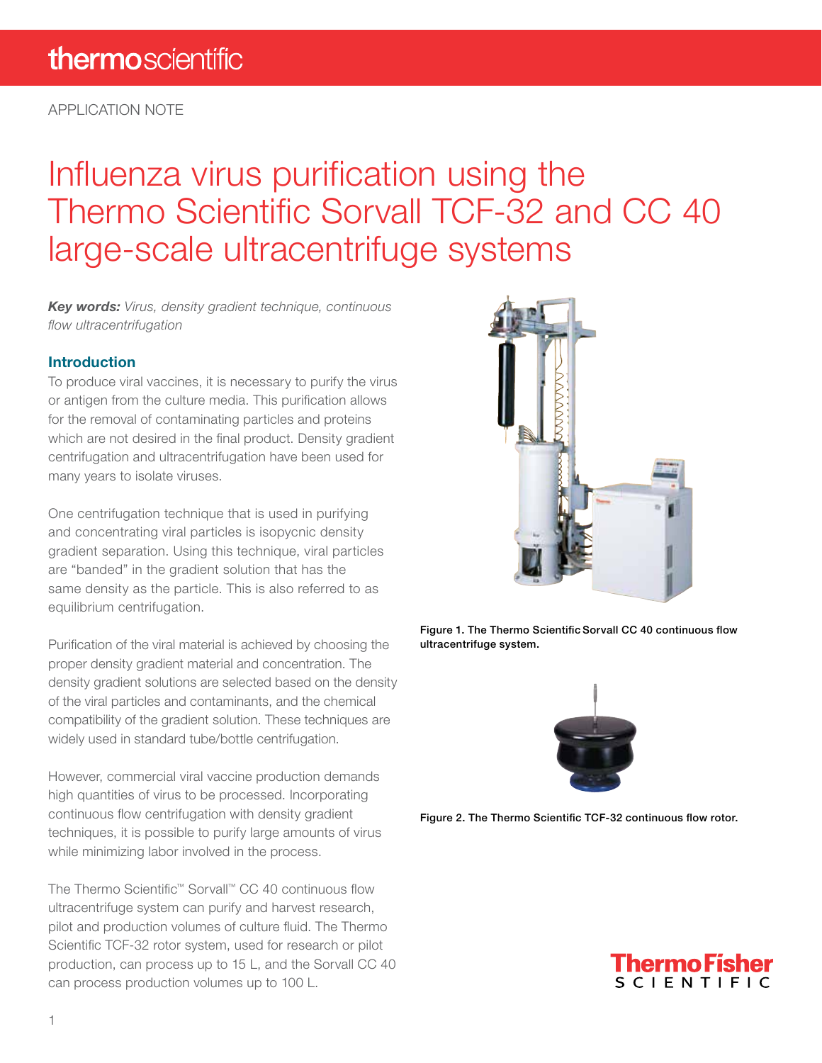APPLICATION NOTE

# Influenza virus purification using the Thermo Scientific Sorvall TCF-32 and CC 40 large-scale ultracentrifuge systems

***Key words:*** *Virus, density gradient technique, continuous flow ultracentrifugation*

## Introduction

To produce viral vaccines, it is necessary to purify the virus or antigen from the culture media. This purification allows for the removal of contaminating particles and proteins which are not desired in the final product. Density gradient centrifugation and ultracentrifugation have been used for many years to isolate viruses.

One centrifugation technique that is used in purifying and concentrating viral particles is isopycnic density gradient separation. Using this technique, viral particles are "banded" in the gradient solution that has the same density as the particle. This is also referred to as equilibrium centrifugation.

Purification of the viral material is achieved by choosing the proper density gradient material and concentration. The density gradient solutions are selected based on the density of the viral particles and contaminants, and the chemical compatibility of the gradient solution. These techniques are widely used in standard tube/bottle centrifugation.

However, commercial viral vaccine production demands high quantities of virus to be processed. Incorporating continuous flow centrifugation with density gradient techniques, it is possible to purify large amounts of virus while minimizing labor involved in the process.

The Thermo Scientific™ Sorvall™ CC 40 continuous flow ultracentrifuge system can purify and harvest research, pilot and production volumes of culture fluid. The Thermo Scientific TCF-32 rotor system, used for research or pilot production, can process up to 15 L, and the Sorvall CC 40 can process production volumes up to 100 L.

**Figure 1. The Thermo Scientific Sorvall CC 40 continuous flow ultracentrifuge system.**

**Figure 2. The Thermo Scientific TCF-32 continuous flow rotor.**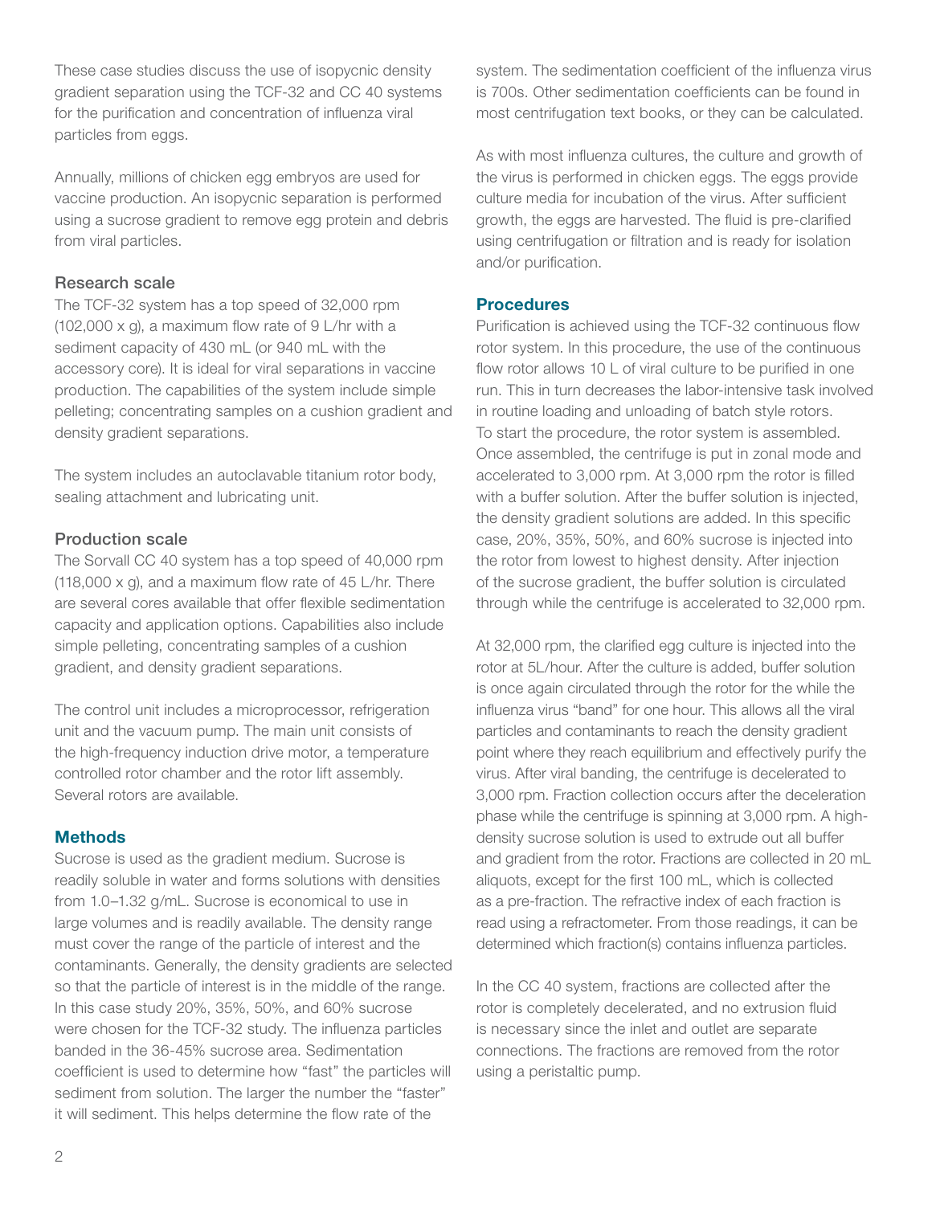These case studies discuss the use of isopycnic density gradient separation using the TCF-32 and CC 40 systems for the purification and concentration of influenza viral particles from eggs.

Annually, millions of chicken egg embryos are used for vaccine production. An isopycnic separation is performed using a sucrose gradient to remove egg protein and debris from viral particles.

### Research scale

The TCF-32 system has a top speed of 32,000 rpm (102,000 x g), a maximum flow rate of 9 L/hr with a sediment capacity of 430 mL (or 940 mL with the accessory core). It is ideal for viral separations in vaccine production. The capabilities of the system include simple pelleting; concentrating samples on a cushion gradient and density gradient separations.

The system includes an autoclavable titanium rotor body, sealing attachment and lubricating unit.

### Production scale

The Sorvall CC 40 system has a top speed of 40,000 rpm (118,000 x g), and a maximum flow rate of 45 L/hr. There are several cores available that offer flexible sedimentation capacity and application options. Capabilities also include simple pelleting, concentrating samples of a cushion gradient, and density gradient separations.

The control unit includes a microprocessor, refrigeration unit and the vacuum pump. The main unit consists of the high-frequency induction drive motor, a temperature controlled rotor chamber and the rotor lift assembly. Several rotors are available.

## Methods

Sucrose is used as the gradient medium. Sucrose is readily soluble in water and forms solutions with densities from 1.0–1.32 g/mL. Sucrose is economical to use in large volumes and is readily available. The density range must cover the range of the particle of interest and the contaminants. Generally, the density gradients are selected so that the particle of interest is in the middle of the range. In this case study 20%, 35%, 50%, and 60% sucrose were chosen for the TCF-32 study. The influenza particles banded in the 36-45% sucrose area. Sedimentation coefficient is used to determine how "fast" the particles will sediment from solution. The larger the number the "faster" it will sediment. This helps determine the flow rate of the system. The sedimentation coefficient of the influenza virus is 700s. Other sedimentation coefficients can be found in most centrifugation text books, or they can be calculated.

As with most influenza cultures, the culture and growth of the virus is performed in chicken eggs. The eggs provide culture media for incubation of the virus. After sufficient growth, the eggs are harvested. The fluid is pre-clarified using centrifugation or filtration and is ready for isolation and/or purification.

## Procedures

Purification is achieved using the TCF-32 continuous flow rotor system. In this procedure, the use of the continuous flow rotor allows 10 L of viral culture to be purified in one run. This in turn decreases the labor-intensive task involved in routine loading and unloading of batch style rotors. To start the procedure, the rotor system is assembled. Once assembled, the centrifuge is put in zonal mode and accelerated to 3,000 rpm. At 3,000 rpm the rotor is filled with a buffer solution. After the buffer solution is injected, the density gradient solutions are added. In this specific case, 20%, 35%, 50%, and 60% sucrose is injected into the rotor from lowest to highest density. After injection of the sucrose gradient, the buffer solution is circulated through while the centrifuge is accelerated to 32,000 rpm.

At 32,000 rpm, the clarified egg culture is injected into the rotor at 5L/hour. After the culture is added, buffer solution is once again circulated through the rotor for the while the influenza virus "band" for one hour. This allows all the viral particles and contaminants to reach the density gradient point where they reach equilibrium and effectively purify the virus. After viral banding, the centrifuge is decelerated to 3,000 rpm. Fraction collection occurs after the deceleration phase while the centrifuge is spinning at 3,000 rpm. A high-density sucrose solution is used to extrude out all buffer and gradient from the rotor. Fractions are collected in 20 mL aliquots, except for the first 100 mL, which is collected as a pre-fraction. The refractive index of each fraction is read using a refractometer. From those readings, it can be determined which fraction(s) contains influenza particles.

In the CC 40 system, fractions are collected after the rotor is completely decelerated, and no extrusion fluid is necessary since the inlet and outlet are separate connections. The fractions are removed from the rotor using a peristaltic pump.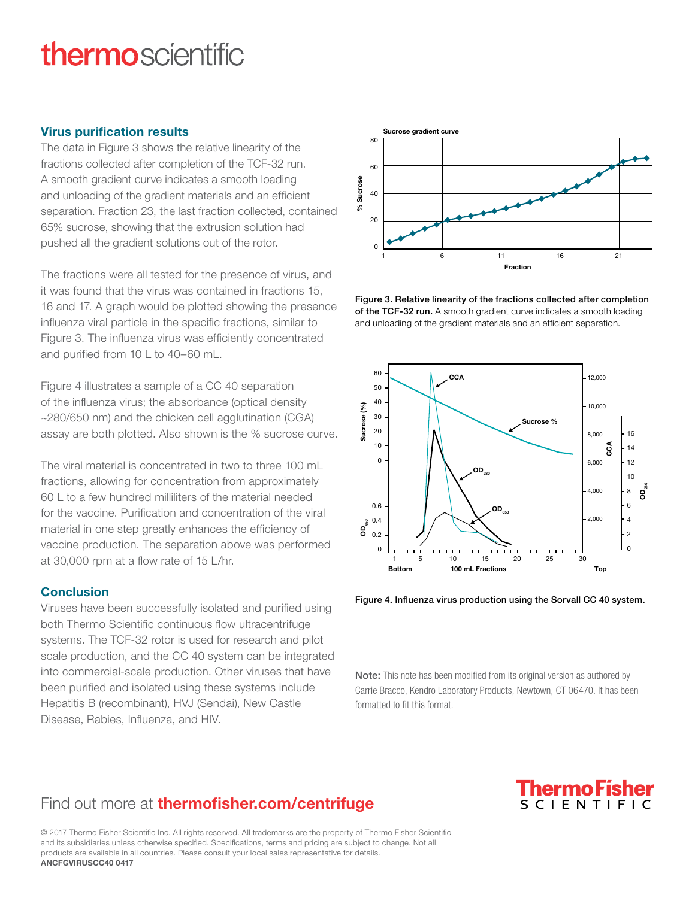## Virus purification results

The data in Figure 3 shows the relative linearity of the fractions collected after completion of the TCF-32 run. A smooth gradient curve indicates a smooth loading and unloading of the gradient materials and an efficient separation. Fraction 23, the last fraction collected, contained 65% sucrose, showing that the extrusion solution had pushed all the gradient solutions out of the rotor.

The fractions were all tested for the presence of virus, and it was found that the virus was contained in fractions 15, 16 and 17. A graph would be plotted showing the presence influenza viral particle in the specific fractions, similar to Figure 3. The influenza virus was efficiently concentrated and purified from 10 L to 40–60 mL.

Figure 4 illustrates a sample of a CC 40 separation of the influenza virus; the absorbance (optical density ~280/650 nm) and the chicken cell agglutination (CGA) assay are both plotted. Also shown is the % sucrose curve.

The viral material is concentrated in two to three 100 mL fractions, allowing for concentration from approximately 60 L to a few hundred milliliters of the material needed for the vaccine. Purification and concentration of the viral material in one step greatly enhances the efficiency of vaccine production. The separation above was performed at 30,000 rpm at a flow rate of 15 L/hr.

Sucrose gradient curve

% Sucrose

0
20
40
60
80

1
6
11
16
21

Fraction

**Figure 3. Relative linearity of the fractions collected after completion of the TCF-32 run.** A smooth gradient curve indicates a smooth loading and unloading of the gradient materials and an efficient separation.

Sucrose (%)

60
50
40
30
20
10
0

$OD_{650}$

0.6
0.4
0.2
0

CCA

12,000
10,000
8,000
6,000
4,000
2,000

$OD_{280}$

16
14
12
10
8
6
4
2
0

CCA

Sucrose %

$OD_{280}$

$OD_{650}$

1
5
10
15
20
25
30

Bottom

100 mL Fractions

Top

**Figure 4. Influenza virus production using the Sorvall CC 40 system.**

## Conclusion

Viruses have been successfully isolated and purified using both Thermo Scientific continuous flow ultracentrifuge systems. The TCF-32 rotor is used for research and pilot scale production, and the CC 40 system can be integrated into commercial-scale production. Other viruses that have been purified and isolated using these systems include Hepatitis B (recombinant), HVJ (Sendai), New Castle Disease, Rabies, Influenza, and HIV.

**Note:** This note has been modified from its original version as authored by Carrie Bracco, Kendro Laboratory Products, Newtown, CT 06470. It has been formatted to fit this format.

Find out more at **thermofisher.com/centrifuge**

© 2017 Thermo Fisher Scientific Inc. All rights reserved. All trademarks are the property of Thermo Fisher Scientific and its subsidiaries unless otherwise specified. Specifications, terms and pricing are subject to change. Not all products are available in all countries. Please consult your local sales representative for details.
**ANCFGVIRUSCC40 0417**